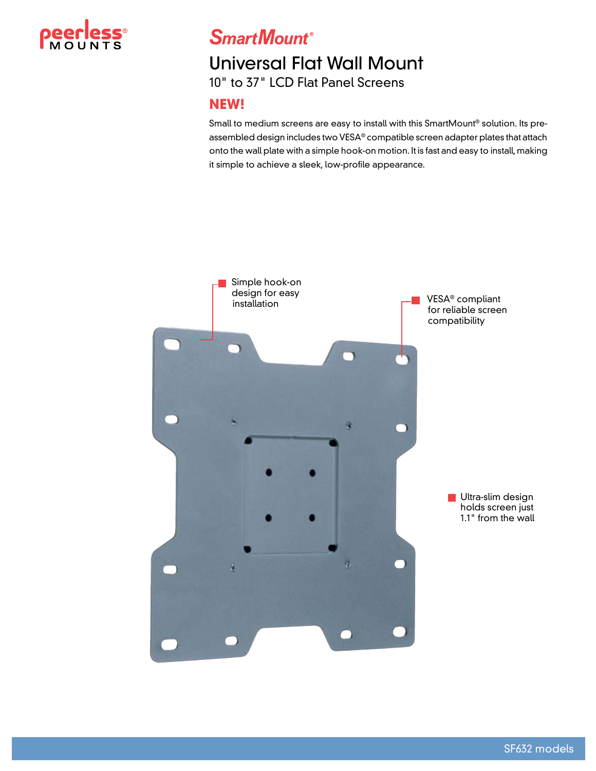peerless® MOUNTS

# SmartMount®

## Universal Flat Wall Mount

10" to 37" LCD Flat Panel Screens

**NEW!**

Small to medium screens are easy to install with this SmartMount® solution. Its pre-assembled design includes two VESA® compatible screen adapter plates that attach onto the wall plate with a simple hook-on motion. It is fast and easy to install, making it simple to achieve a sleek, low-profile appearance.

- Simple hook-on design for easy installation
- VESA® compliant for reliable screen compatibility
- Ultra-slim design holds screen just 1.1" from the wall

SF632 models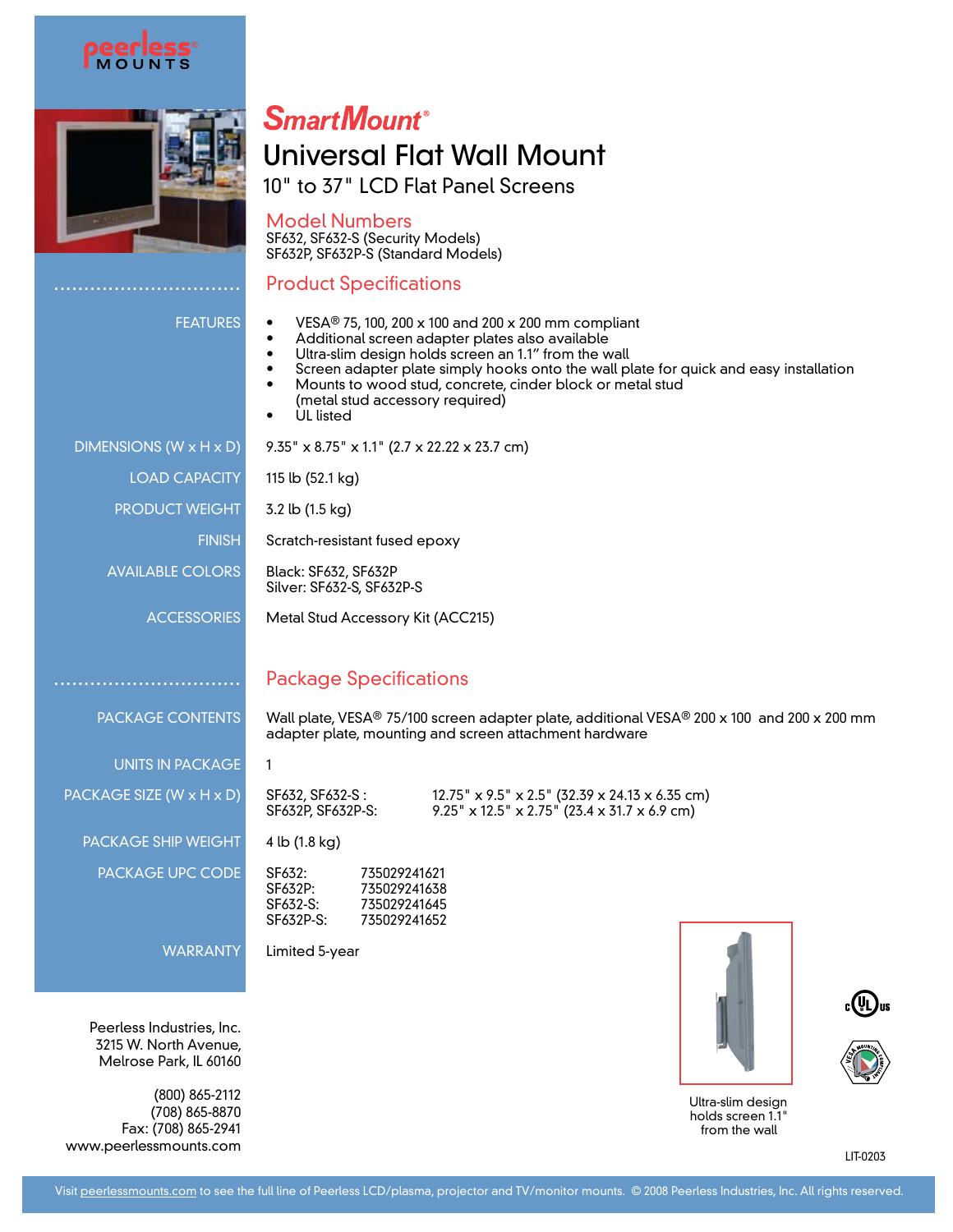peerless® MOUNTS

# SmartMount®

## Universal Flat Wall Mount

### 10" to 37" LCD Flat Panel Screens

## Model Numbers

SF632, SF632-S (Security Models)
SF632P, SF632P-S (Standard Models)

## Product Specifications

| | |
|---|---|
| FEATURES | • VESA® 75, 100, 200 x 100 and 200 x 200 mm compliant<br>• Additional screen adapter plates also available<br>• Ultra-slim design holds screen an 1.1" from the wall<br>• Screen adapter plate simply hooks onto the wall plate for quick and easy installation<br>• Mounts to wood stud, concrete, cinder block or metal stud (metal stud accessory required)<br>• UL listed |
| DIMENSIONS (W x H x D) | 9.35" x 8.75" x 1.1" (2.7 x 22.22 x 23.7 cm) |
| LOAD CAPACITY | 115 lb (52.1 kg) |
| PRODUCT WEIGHT | 3.2 lb (1.5 kg) |
| FINISH | Scratch-resistant fused epoxy |
| AVAILABLE COLORS | Black: SF632, SF632P<br>Silver: SF632-S, SF632P-S |
| ACCESSORIES | Metal Stud Accessory Kit (ACC215) |

## Package Specifications

| | |
|---|---|
| PACKAGE CONTENTS | Wall plate, VESA® 75/100 screen adapter plate, additional VESA® 200 x 100 and 200 x 200 mm adapter plate, mounting and screen attachment hardware |
| UNITS IN PACKAGE | 1 |
| PACKAGE SIZE (W x H x D) | SF632, SF632-S : 12.75" x 9.5" x 2.5" (32.39 x 24.13 x 6.35 cm)<br>SF632P, SF632P-S: 9.25" x 12.5" x 2.75" (23.4 x 31.7 x 6.9 cm) |
| PACKAGE SHIP WEIGHT | 4 lb (1.8 kg) |
| PACKAGE UPC CODE | SF632: 735029241621<br>SF632P: 735029241638<br>SF632-S: 735029241645<br>SF632P-S: 735029241652 |
| WARRANTY | Limited 5-year |

Ultra-slim design holds screen 1.1" from the wall

Peerless Industries, Inc.
3215 W. North Avenue,
Melrose Park, IL 60160

(800) 865-2112
(708) 865-8870
Fax: (708) 865-2941
www.peerlessmounts.com

LIT-0203

Visit peerlessmounts.com to see the full line of Peerless LCD/plasma, projector and TV/monitor mounts. © 2008 Peerless Industries, Inc. All rights reserved.